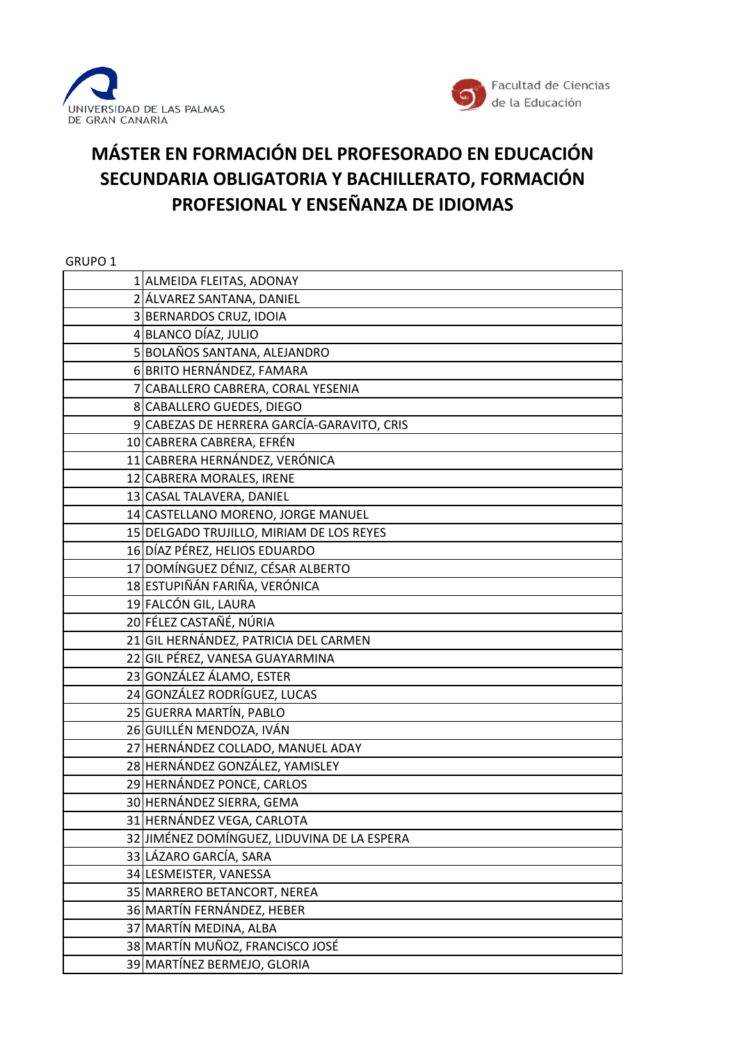UNIVERSIDAD DE LAS PALMAS DE GRAN CANARIA

Facultad de Ciencias de la Educación

# MÁSTER EN FORMACIÓN DEL PROFESORADO EN EDUCACIÓN SECUNDARIA OBLIGATORIA Y BACHILLERATO, FORMACIÓN PROFESIONAL Y ENSEÑANZA DE IDIOMAS

GRUPO 1

| | |
|---|---|
| 1 | ALMEIDA FLEITAS, ADONAY |
| 2 | ÁLVAREZ SANTANA, DANIEL |
| 3 | BERNARDOS CRUZ, IDOIA |
| 4 | BLANCO DÍAZ, JULIO |
| 5 | BOLAÑOS SANTANA, ALEJANDRO |
| 6 | BRITO HERNÁNDEZ, FAMARA |
| 7 | CABALLERO CABRERA, CORAL YESENIA |
| 8 | CABALLERO GUEDES, DIEGO |
| 9 | CABEZAS DE HERRERA GARCÍA-GARAVITO, CRIS |
| 10 | CABRERA CABRERA, EFRÉN |
| 11 | CABRERA HERNÁNDEZ, VERÓNICA |
| 12 | CABRERA MORALES, IRENE |
| 13 | CASAL TALAVERA, DANIEL |
| 14 | CASTELLANO MORENO, JORGE MANUEL |
| 15 | DELGADO TRUJILLO, MIRIAM DE LOS REYES |
| 16 | DÍAZ PÉREZ, HELIOS EDUARDO |
| 17 | DOMÍNGUEZ DÉNIZ, CÉSAR ALBERTO |
| 18 | ESTUPIÑÁN FARIÑA, VERÓNICA |
| 19 | FALCÓN GIL, LAURA |
| 20 | FÉLEZ CASTAÑÉ, NÚRIA |
| 21 | GIL HERNÁNDEZ, PATRICIA DEL CARMEN |
| 22 | GIL PÉREZ, VANESA GUAYARMINA |
| 23 | GONZÁLEZ ÁLAMO, ESTER |
| 24 | GONZÁLEZ RODRÍGUEZ, LUCAS |
| 25 | GUERRA MARTÍN, PABLO |
| 26 | GUILLÉN MENDOZA, IVÁN |
| 27 | HERNÁNDEZ COLLADO, MANUEL ADAY |
| 28 | HERNÁNDEZ GONZÁLEZ, YAMISLEY |
| 29 | HERNÁNDEZ PONCE, CARLOS |
| 30 | HERNÁNDEZ SIERRA, GEMA |
| 31 | HERNÁNDEZ VEGA, CARLOTA |
| 32 | JIMÉNEZ DOMÍNGUEZ, LIDUVINA DE LA ESPERA |
| 33 | LÁZARO GARCÍA, SARA |
| 34 | LESMEISTER, VANESSA |
| 35 | MARRERO BETANCORT, NEREA |
| 36 | MARTÍN FERNÁNDEZ, HEBER |
| 37 | MARTÍN MEDINA, ALBA |
| 38 | MARTÍN MUÑOZ, FRANCISCO JOSÉ |
| 39 | MARTÍNEZ BERMEJO, GLORIA |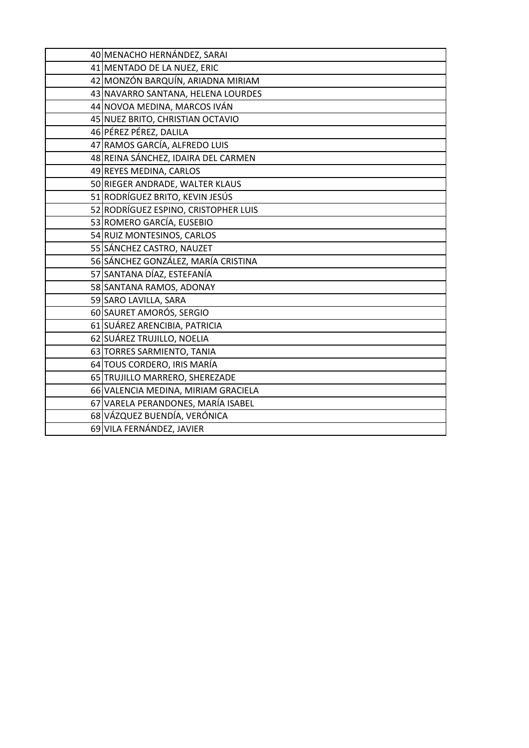| | |
|---|---|
| 40 | MENACHO HERNÁNDEZ, SARAI |
| 41 | MENTADO DE LA NUEZ, ERIC |
| 42 | MONZÓN BARQUÍN, ARIADNA MIRIAM |
| 43 | NAVARRO SANTANA, HELENA LOURDES |
| 44 | NOVOA MEDINA, MARCOS IVÁN |
| 45 | NUEZ BRITO, CHRISTIAN OCTAVIO |
| 46 | PÉREZ PÉREZ, DALILA |
| 47 | RAMOS GARCÍA, ALFREDO LUIS |
| 48 | REINA SÁNCHEZ, IDAIRA DEL CARMEN |
| 49 | REYES MEDINA, CARLOS |
| 50 | RIEGER ANDRADE, WALTER KLAUS |
| 51 | RODRÍGUEZ BRITO, KEVIN JESÚS |
| 52 | RODRÍGUEZ ESPINO, CRISTOPHER LUIS |
| 53 | ROMERO GARCÍA, EUSEBIO |
| 54 | RUIZ MONTESINOS, CARLOS |
| 55 | SÁNCHEZ CASTRO, NAUZET |
| 56 | SÁNCHEZ GONZÁLEZ, MARÍA CRISTINA |
| 57 | SANTANA DÍAZ, ESTEFANÍA |
| 58 | SANTANA RAMOS, ADONAY |
| 59 | SARO LAVILLA, SARA |
| 60 | SAURET AMORÓS, SERGIO |
| 61 | SUÁREZ ARENCIBIA, PATRICIA |
| 62 | SUÁREZ TRUJILLO, NOELIA |
| 63 | TORRES SARMIENTO, TANIA |
| 64 | TOUS CORDERO, IRIS MARÍA |
| 65 | TRUJILLO MARRERO, SHEREZADE |
| 66 | VALENCIA MEDINA, MIRIAM GRACIELA |
| 67 | VARELA PERANDONES, MARÍA ISABEL |
| 68 | VÁZQUEZ BUENDÍA, VERÓNICA |
| 69 | VILA FERNÁNDEZ, JAVIER |